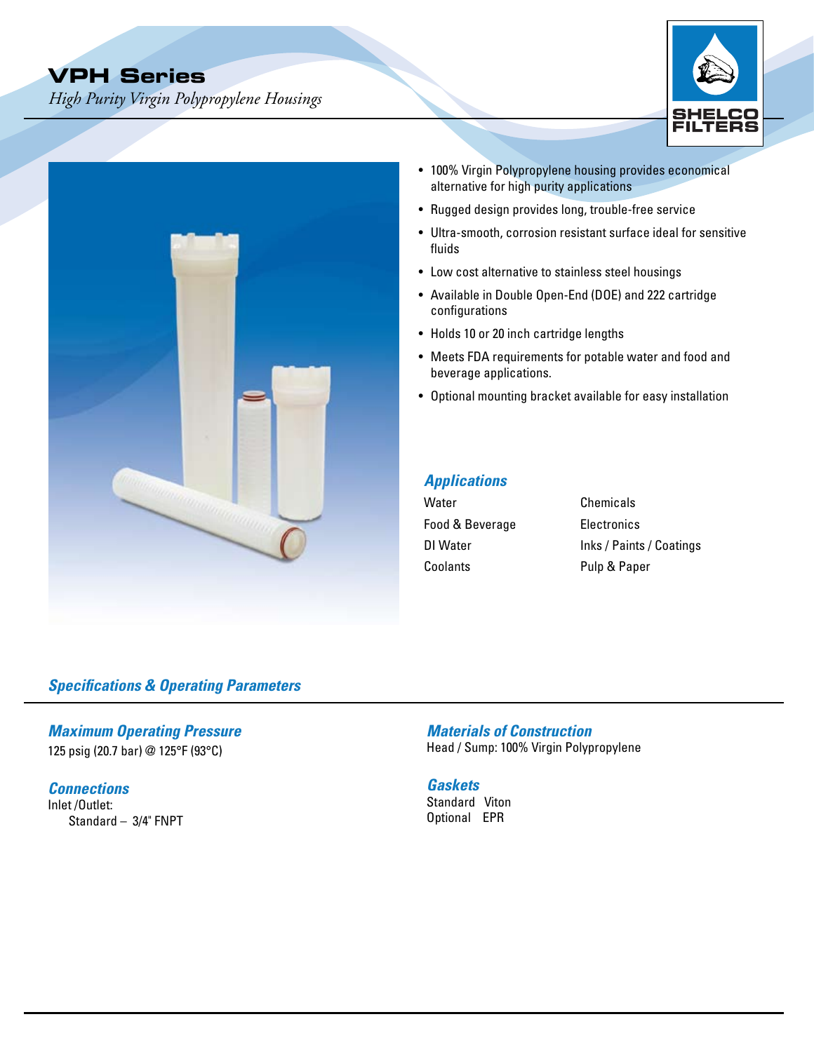# VPH Series

*High Purity Virgin Polypropylene Housings*

SHELCO FILTERS

- 100% Virgin Polypropylene housing provides economical alternative for high purity applications
- Rugged design provides long, trouble-free service
- Ultra-smooth, corrosion resistant surface ideal for sensitive fluids
- Low cost alternative to stainless steel housings
- Available in Double Open-End (DOE) and 222 cartridge configurations
- Holds 10 or 20 inch cartridge lengths
- Meets FDA requirements for potable water and food and beverage applications.
- Optional mounting bracket available for easy installation

## *Applications*

| | |
|---|---|
| Water | Chemicals |
| Food & Beverage | Electronics |
| DI Water | Inks / Paints / Coatings |
| Coolants | Pulp & Paper |

## *Specifications & Operating Parameters*

### *Maximum Operating Pressure*

125 psig (20.7 bar) @ 125°F (93°C)

### *Connections*

Inlet /Outlet:

Standard – 3/4" FNPT

### *Materials of Construction*

Head / Sump: 100% Virgin Polypropylene

### *Gaskets*

Standard Viton

Optional EPR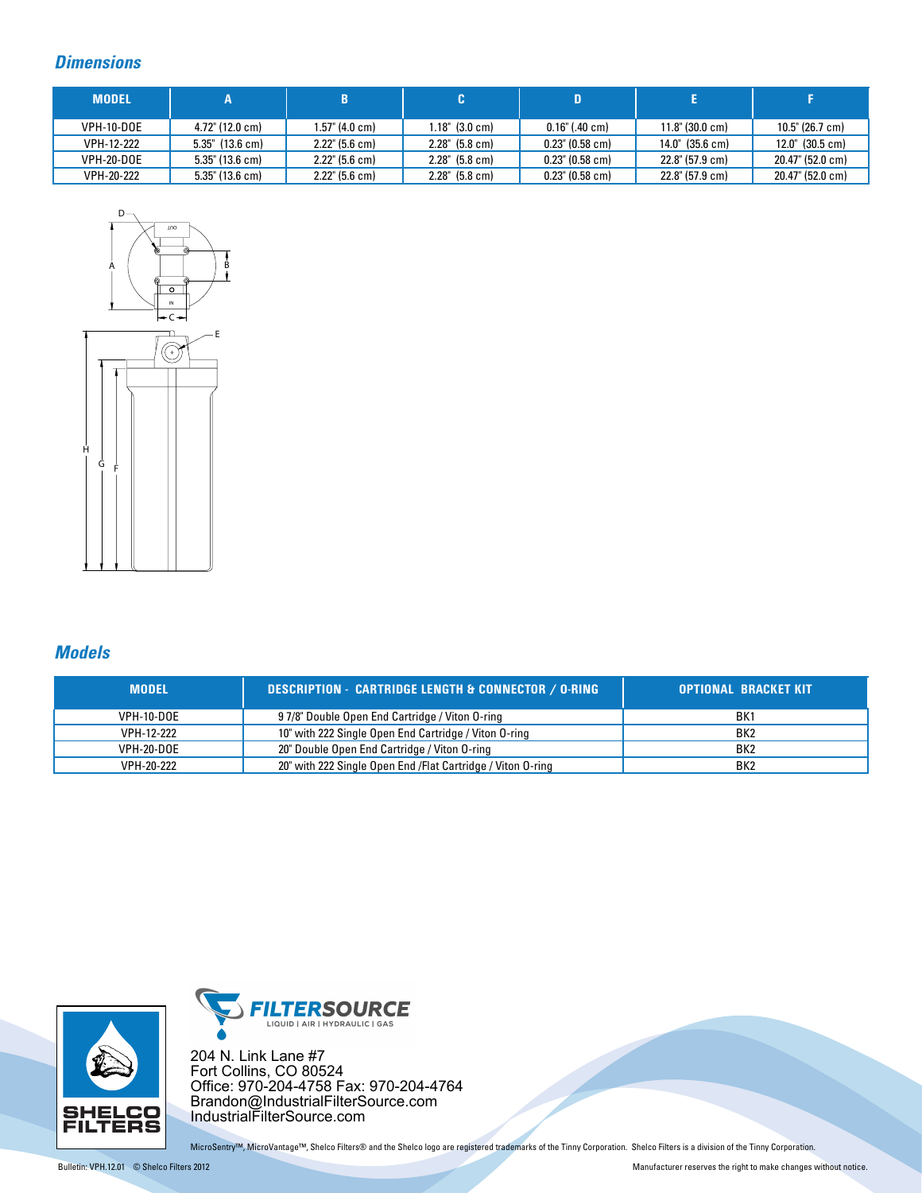## *Dimensions*

| MODEL | A | B | C | D | E | F |
|---|---|---|---|---|---|---|
| VPH-10-DOE | 4.72" (12.0 cm) | 1.57" (4.0 cm) | 1.18" (3.0 cm) | 0.16" (.40 cm) | 11.8" (30.0 cm) | 10.5" (26.7 cm) |
| VPH-12-222 | 5.35" (13.6 cm) | 2.22" (5.6 cm) | 2.28" (5.8 cm) | 0.23" (0.58 cm) | 14.0" (35.6 cm) | 12.0" (30.5 cm) |
| VPH-20-DOE | 5.35" (13.6 cm) | 2.22" (5.6 cm) | 2.28" (5.8 cm) | 0.23" (0.58 cm) | 22.8" (57.9 cm) | 20.47" (52.0 cm) |
| VPH-20-222 | 5.35" (13.6 cm) | 2.22" (5.6 cm) | 2.28" (5.8 cm) | 0.23" (0.58 cm) | 22.8" (57.9 cm) | 20.47" (52.0 cm) |

## *Models*

| MODEL | DESCRIPTION - CARTRIDGE LENGTH & CONNECTOR / O-RING | OPTIONAL BRACKET KIT |
|---|---|---|
| VPH-10-DOE | 9 7/8" Double Open End Cartridge / Viton O-ring | BK1 |
| VPH-12-222 | 10" with 222 Single Open End Cartridge / Viton O-ring | BK2 |
| VPH-20-DOE | 20" Double Open End Cartridge / Viton O-ring | BK2 |
| VPH-20-222 | 20" with 222 Single Open End /Flat Cartridge / Viton O-ring | BK2 |

SHELCO FILTERS

FILTERSOURCE
LIQUID | AIR | HYDRAULIC | GAS

204 N. Link Lane #7
Fort Collins, CO 80524
Office: 970-204-4758 Fax: 970-204-4764
Brandon@IndustrialFilterSource.com
IndustrialFilterSource.com

MicroSentry™, MicroVantage™, Shelco Filters® and the Shelco logo are registered trademarks of the Tinny Corporation. Shelco Filters is a division of the Tinny Corporation.

Bulletin: VPH.12.01 © Shelco Filters 2012

Manufacturer reserves the right to make changes without notice.